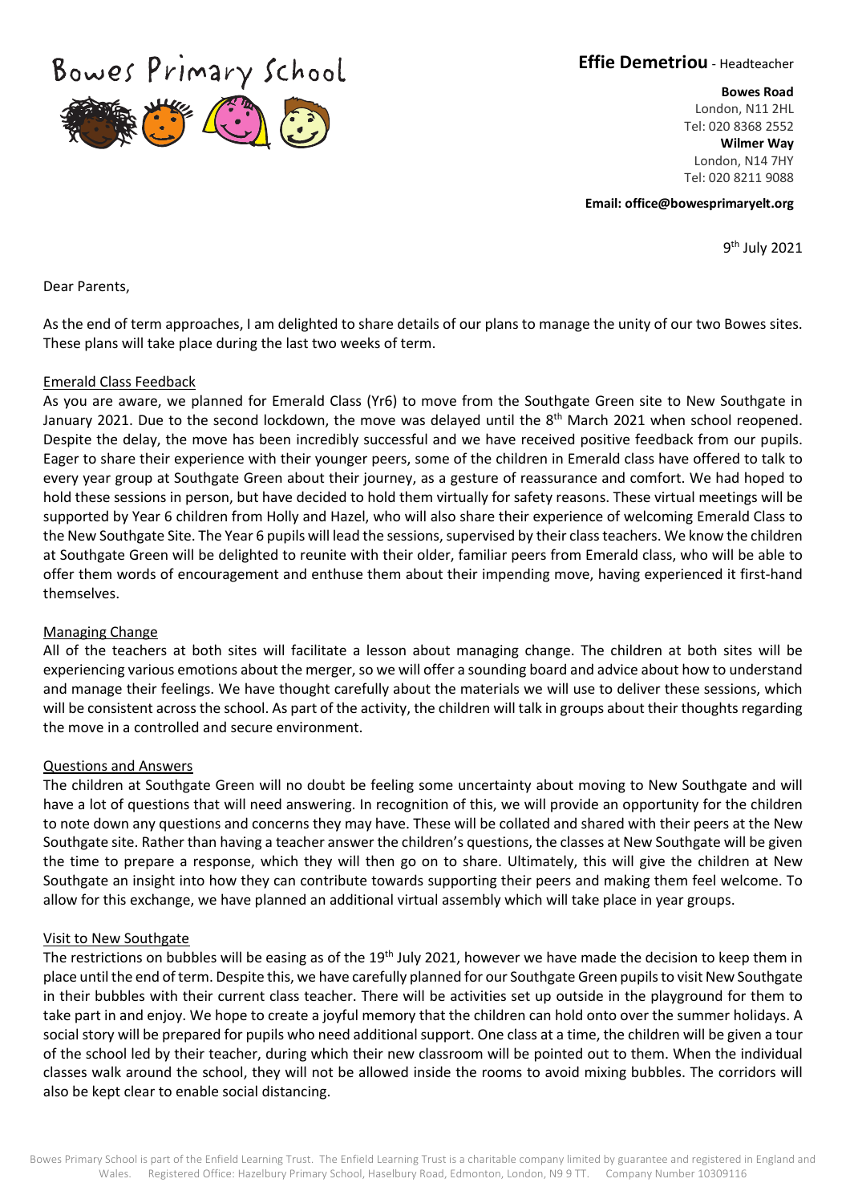Bowes Primary School

**Effie Demetriou** - Headteacher

**Bowes Road**
London, N11 2HL
Tel: 020 8368 2552
**Wilmer Way**
London, N14 7HY
Tel: 020 8211 9088

**Email: office@bowesprimaryelt.org**

9th July 2021

Dear Parents,

As the end of term approaches, I am delighted to share details of our plans to manage the unity of our two Bowes sites. These plans will take place during the last two weeks of term.

## Emerald Class Feedback

As you are aware, we planned for Emerald Class (Yr6) to move from the Southgate Green site to New Southgate in January 2021. Due to the second lockdown, the move was delayed until the 8th March 2021 when school reopened. Despite the delay, the move has been incredibly successful and we have received positive feedback from our pupils. Eager to share their experience with their younger peers, some of the children in Emerald class have offered to talk to every year group at Southgate Green about their journey, as a gesture of reassurance and comfort. We had hoped to hold these sessions in person, but have decided to hold them virtually for safety reasons. These virtual meetings will be supported by Year 6 children from Holly and Hazel, who will also share their experience of welcoming Emerald Class to the New Southgate Site. The Year 6 pupils will lead the sessions, supervised by their class teachers. We know the children at Southgate Green will be delighted to reunite with their older, familiar peers from Emerald class, who will be able to offer them words of encouragement and enthuse them about their impending move, having experienced it first-hand themselves.

## Managing Change

All of the teachers at both sites will facilitate a lesson about managing change. The children at both sites will be experiencing various emotions about the merger, so we will offer a sounding board and advice about how to understand and manage their feelings. We have thought carefully about the materials we will use to deliver these sessions, which will be consistent across the school. As part of the activity, the children will talk in groups about their thoughts regarding the move in a controlled and secure environment.

## Questions and Answers

The children at Southgate Green will no doubt be feeling some uncertainty about moving to New Southgate and will have a lot of questions that will need answering. In recognition of this, we will provide an opportunity for the children to note down any questions and concerns they may have. These will be collated and shared with their peers at the New Southgate site. Rather than having a teacher answer the children's questions, the classes at New Southgate will be given the time to prepare a response, which they will then go on to share. Ultimately, this will give the children at New Southgate an insight into how they can contribute towards supporting their peers and making them feel welcome. To allow for this exchange, we have planned an additional virtual assembly which will take place in year groups.

## Visit to New Southgate

The restrictions on bubbles will be easing as of the 19th July 2021, however we have made the decision to keep them in place until the end of term. Despite this, we have carefully planned for our Southgate Green pupils to visit New Southgate in their bubbles with their current class teacher. There will be activities set up outside in the playground for them to take part in and enjoy. We hope to create a joyful memory that the children can hold onto over the summer holidays. A social story will be prepared for pupils who need additional support. One class at a time, the children will be given a tour of the school led by their teacher, during which their new classroom will be pointed out to them. When the individual classes walk around the school, they will not be allowed inside the rooms to avoid mixing bubbles. The corridors will also be kept clear to enable social distancing.

Bowes Primary School is part of the Enfield Learning Trust. The Enfield Learning Trust is a charitable company limited by guarantee and registered in England and Wales. Registered Office: Hazelbury Primary School, Haselbury Road, Edmonton, London, N9 9 TT. Company Number 10309116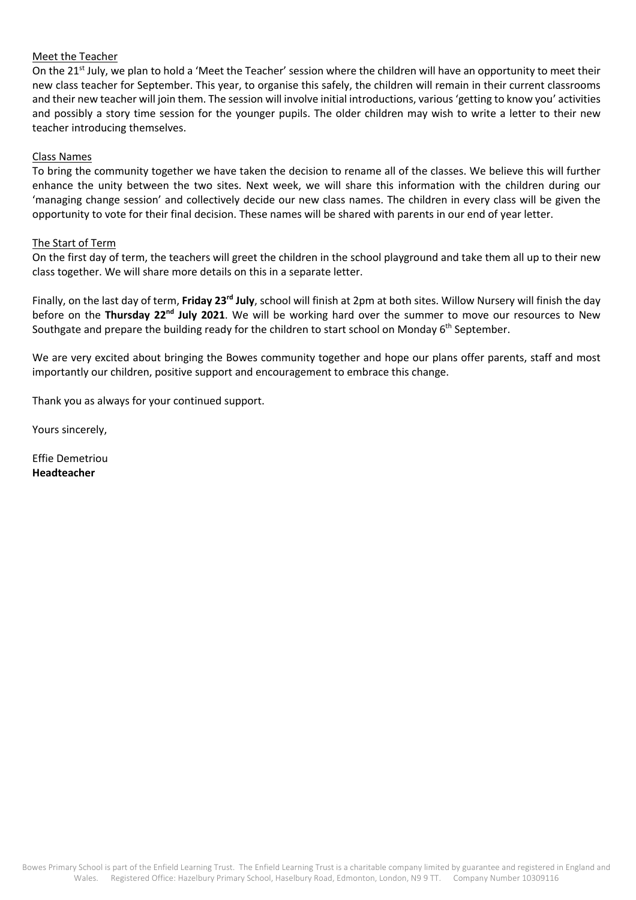Meet the Teacher

On the 21st July, we plan to hold a 'Meet the Teacher' session where the children will have an opportunity to meet their new class teacher for September. This year, to organise this safely, the children will remain in their current classrooms and their new teacher will join them. The session will involve initial introductions, various 'getting to know you' activities and possibly a story time session for the younger pupils. The older children may wish to write a letter to their new teacher introducing themselves.

Class Names

To bring the community together we have taken the decision to rename all of the classes. We believe this will further enhance the unity between the two sites. Next week, we will share this information with the children during our 'managing change session' and collectively decide our new class names. The children in every class will be given the opportunity to vote for their final decision. These names will be shared with parents in our end of year letter.

The Start of Term

On the first day of term, the teachers will greet the children in the school playground and take them all up to their new class together. We will share more details on this in a separate letter.

Finally, on the last day of term, **Friday 23rd July**, school will finish at 2pm at both sites. Willow Nursery will finish the day before on the **Thursday 22nd July 2021**. We will be working hard over the summer to move our resources to New Southgate and prepare the building ready for the children to start school on Monday 6th September.

We are very excited about bringing the Bowes community together and hope our plans offer parents, staff and most importantly our children, positive support and encouragement to embrace this change.

Thank you as always for your continued support.

Yours sincerely,

Effie Demetriou
**Headteacher**

Bowes Primary School is part of the Enfield Learning Trust. The Enfield Learning Trust is a charitable company limited by guarantee and registered in England and Wales. Registered Office: Hazelbury Primary School, Haselbury Road, Edmonton, London, N9 9 TT. Company Number 10309116